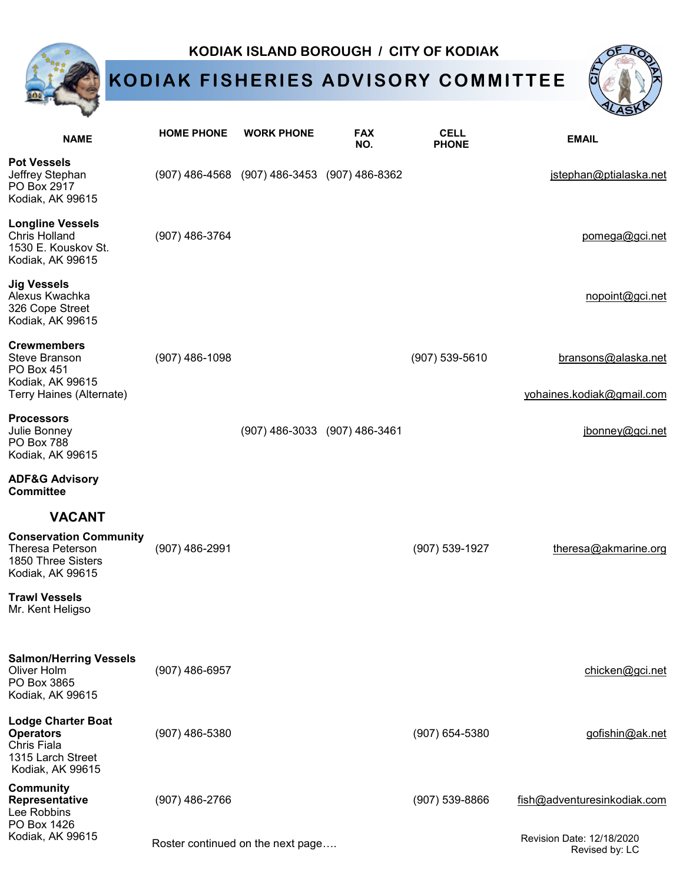KODIAK ISLAND BOROUGH / CITY OF KODIAK

# KODIAK FISHERIES ADVISORY COMMITTEE

| NAME | HOME PHONE | WORK PHONE | FAX NO. | CELL PHONE | EMAIL |
|---|---|---|---|---|---|
| **Pot Vessels**<br>Jeffrey Stephan<br>PO Box 2917<br>Kodiak, AK 99615 | (907) 486-4568 | (907) 486-3453 | (907) 486-8362 | | jstephan@ptialaska.net |
| **Longline Vessels**<br>Chris Holland<br>1530 E. Kouskov St.<br>Kodiak, AK 99615 | (907) 486-3764 | | | | pomega@gci.net |
| **Jig Vessels**<br>Alexus Kwachka<br>326 Cope Street<br>Kodiak, AK 99615 | | | | | nopoint@gci.net |
| **Crewmembers**<br>Steve Branson<br>PO Box 451<br>Kodiak, AK 99615 | (907) 486-1098 | | | (907) 539-5610 | bransons@alaska.net |
| Terry Haines (Alternate) | | | | | yohaines.kodiak@gmail.com |
| **Processors**<br>Julie Bonney<br>PO Box 788<br>Kodiak, AK 99615 | | (907) 486-3033 | (907) 486-3461 | | jbonney@gci.net |
| **ADF&G Advisory Committee**<br>**VACANT** | | | | | |
| **Conservation Community**<br>Theresa Peterson<br>1850 Three Sisters<br>Kodiak, AK 99615 | (907) 486-2991 | | | (907) 539-1927 | theresa@akmarine.org |
| **Trawl Vessels**<br>Mr. Kent Heligso | | | | | |
| **Salmon/Herring Vessels**<br>Oliver Holm<br>PO Box 3865<br>Kodiak, AK 99615 | (907) 486-6957 | | | | chicken@gci.net |
| **Lodge Charter Boat Operators**<br>Chris Fiala<br>1315 Larch Street<br>Kodiak, AK 99615 | (907) 486-5380 | | | (907) 654-5380 | gofishin@ak.net |
| **Community Representative**<br>Lee Robbins<br>PO Box 1426<br>Kodiak, AK 99615 | (907) 486-2766 | | | (907) 539-8866 | fish@adventuresinkodiak.com |

Roster continued on the next page….

Revision Date: 12/18/2020
Revised by: LC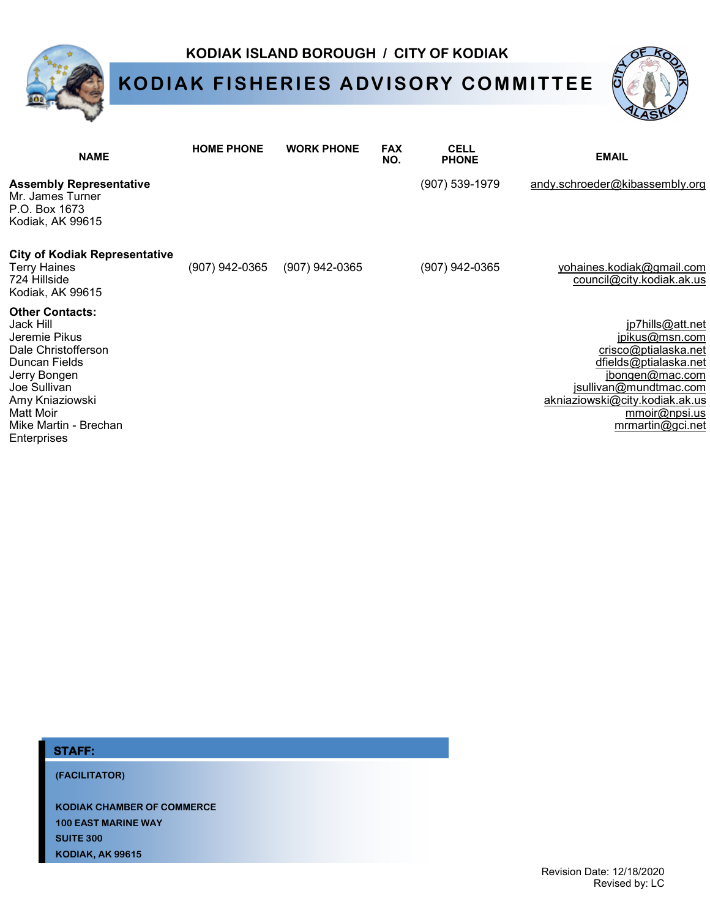KODIAK ISLAND BOROUGH / CITY OF KODIAK

# KODIAK FISHERIES ADVISORY COMMITTEE

| NAME | HOME PHONE | WORK PHONE | FAX NO. | CELL PHONE | EMAIL |
|---|---|---|---|---|---|
| **Assembly Representative**<br>Mr. James Turner<br>P.O. Box 1673<br>Kodiak, AK 99615 | | | | (907) 539-1979 | andy.schroeder@kibassembly.org |
| **City of Kodiak Representative**<br>Terry Haines<br>724 Hillside<br>Kodiak, AK 99615 | (907) 942-0365 | (907) 942-0365 | | (907) 942-0365 | yohaines.kodiak@gmail.com<br>council@city.kodiak.ak.us |
| **Other Contacts:** | | | | | |
| Jack Hill | | | | | jp7hills@att.net |
| Jeremie Pikus | | | | | jpikus@msn.com |
| Dale Christofferson | | | | | crisco@ptialaska.net |
| Duncan Fields | | | | | dfields@ptialaska.net |
| Jerry Bongen | | | | | jbongen@mac.com |
| Joe Sullivan | | | | | jsullivan@mundtmac.com |
| Amy Kniaziowski | | | | | akniaziowski@city.kodiak.ak.us |
| Matt Moir | | | | | mmoir@npsi.us |
| Mike Martin - Brechan Enterprises | | | | | mrmartin@gci.net |

**STAFF:**

**(FACILITATOR)**

**KODIAK CHAMBER OF COMMERCE**
**100 EAST MARINE WAY**
**SUITE 300**
**KODIAK, AK 99615**

Revision Date: 12/18/2020
Revised by: LC